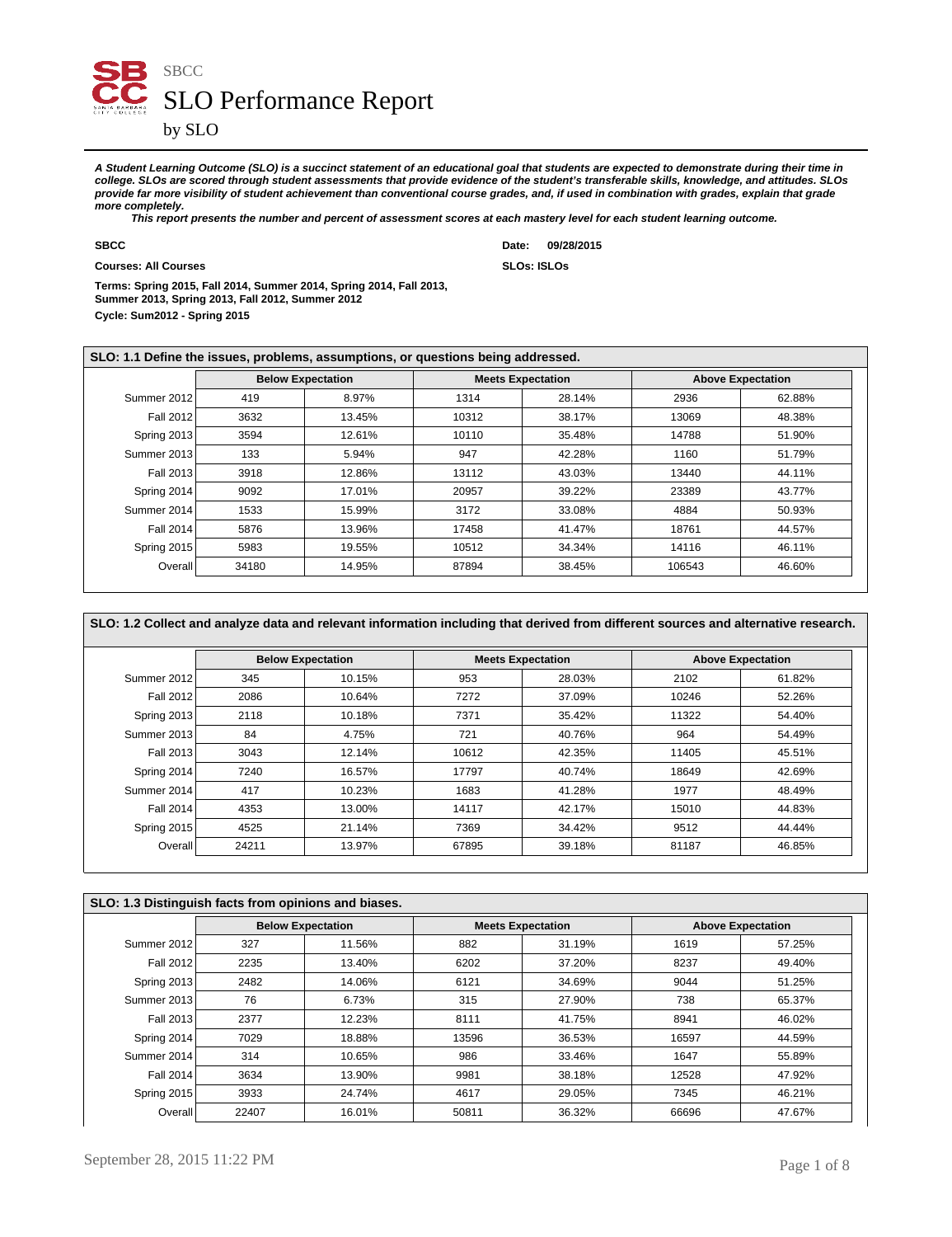# SBCC

## SLO Performance Report

by SLO

***A Student Learning Outcome (SLO) is a succinct statement of an educational goal that students are expected to demonstrate during their time in college. SLOs are scored through student assessments that provide evidence of the student's transferable skills, knowledge, and attitudes. SLOs provide far more visibility of student achievement than conventional course grades, and, if used in combination with grades, explain that grade more completely.***

***This report presents the number and percent of assessment scores at each mastery level for each student learning outcome.***

**SBCC**

**Date: 09/28/2015**

**Courses: All Courses**

**SLOs: ISLOs**

**Terms: Spring 2015, Fall 2014, Summer 2014, Spring 2014, Fall 2013, Summer 2013, Spring 2013, Fall 2012, Summer 2012**

**Cycle: Sum2012 - Spring 2015**

**SLO: 1.1 Define the issues, problems, assumptions, or questions being addressed.**

| | Below Expectation | | Meets Expectation | | Above Expectation | |
|---|---|---|---|---|---|---|
| Summer 2012 | 419 | 8.97% | 1314 | 28.14% | 2936 | 62.88% |
| Fall 2012 | 3632 | 13.45% | 10312 | 38.17% | 13069 | 48.38% |
| Spring 2013 | 3594 | 12.61% | 10110 | 35.48% | 14788 | 51.90% |
| Summer 2013 | 133 | 5.94% | 947 | 42.28% | 1160 | 51.79% |
| Fall 2013 | 3918 | 12.86% | 13112 | 43.03% | 13440 | 44.11% |
| Spring 2014 | 9092 | 17.01% | 20957 | 39.22% | 23389 | 43.77% |
| Summer 2014 | 1533 | 15.99% | 3172 | 33.08% | 4884 | 50.93% |
| Fall 2014 | 5876 | 13.96% | 17458 | 41.47% | 18761 | 44.57% |
| Spring 2015 | 5983 | 19.55% | 10512 | 34.34% | 14116 | 46.11% |
| Overall | 34180 | 14.95% | 87894 | 38.45% | 106543 | 46.60% |

**SLO: 1.2 Collect and analyze data and relevant information including that derived from different sources and alternative research.**

| | Below Expectation | | Meets Expectation | | Above Expectation | |
|---|---|---|---|---|---|---|
| Summer 2012 | 345 | 10.15% | 953 | 28.03% | 2102 | 61.82% |
| Fall 2012 | 2086 | 10.64% | 7272 | 37.09% | 10246 | 52.26% |
| Spring 2013 | 2118 | 10.18% | 7371 | 35.42% | 11322 | 54.40% |
| Summer 2013 | 84 | 4.75% | 721 | 40.76% | 964 | 54.49% |
| Fall 2013 | 3043 | 12.14% | 10612 | 42.35% | 11405 | 45.51% |
| Spring 2014 | 7240 | 16.57% | 17797 | 40.74% | 18649 | 42.69% |
| Summer 2014 | 417 | 10.23% | 1683 | 41.28% | 1977 | 48.49% |
| Fall 2014 | 4353 | 13.00% | 14117 | 42.17% | 15010 | 44.83% |
| Spring 2015 | 4525 | 21.14% | 7369 | 34.42% | 9512 | 44.44% |
| Overall | 24211 | 13.97% | 67895 | 39.18% | 81187 | 46.85% |

**SLO: 1.3 Distinguish facts from opinions and biases.**

| | Below Expectation | | Meets Expectation | | Above Expectation | |
|---|---|---|---|---|---|---|
| Summer 2012 | 327 | 11.56% | 882 | 31.19% | 1619 | 57.25% |
| Fall 2012 | 2235 | 13.40% | 6202 | 37.20% | 8237 | 49.40% |
| Spring 2013 | 2482 | 14.06% | 6121 | 34.69% | 9044 | 51.25% |
| Summer 2013 | 76 | 6.73% | 315 | 27.90% | 738 | 65.37% |
| Fall 2013 | 2377 | 12.23% | 8111 | 41.75% | 8941 | 46.02% |
| Spring 2014 | 7029 | 18.88% | 13596 | 36.53% | 16597 | 44.59% |
| Summer 2014 | 314 | 10.65% | 986 | 33.46% | 1647 | 55.89% |
| Fall 2014 | 3634 | 13.90% | 9981 | 38.18% | 12528 | 47.92% |
| Spring 2015 | 3933 | 24.74% | 4617 | 29.05% | 7345 | 46.21% |
| Overall | 22407 | 16.01% | 50811 | 36.32% | 66696 | 47.67% |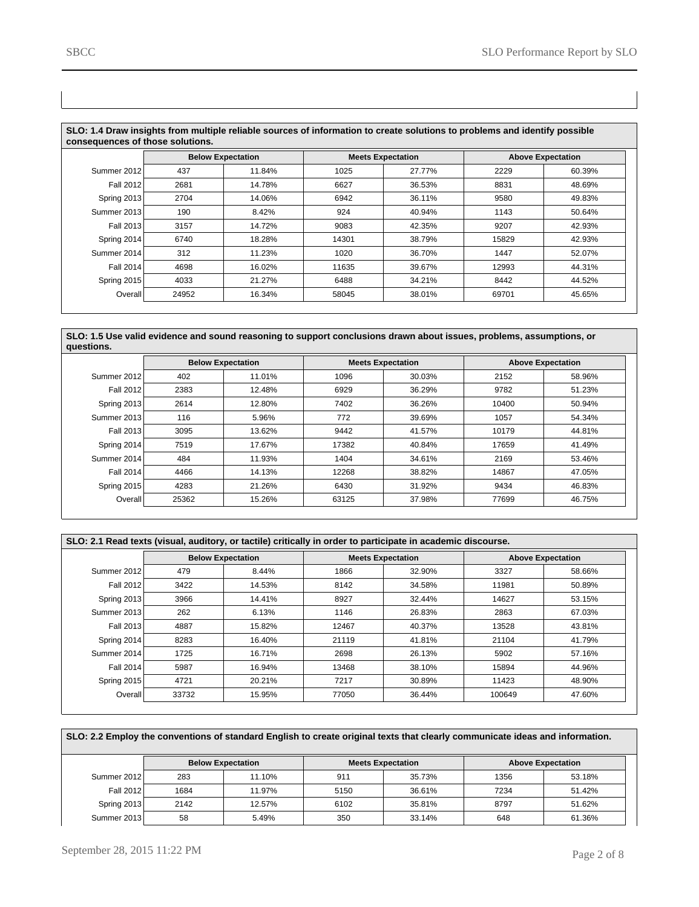**SLO: 1.4 Draw insights from multiple reliable sources of information to create solutions to problems and identify possible consequences of those solutions.**

| | Below Expectation | | Meets Expectation | | Above Expectation | |
|---|---|---|---|---|---|---|
| Summer 2012 | 437 | 11.84% | 1025 | 27.77% | 2229 | 60.39% |
| Fall 2012 | 2681 | 14.78% | 6627 | 36.53% | 8831 | 48.69% |
| Spring 2013 | 2704 | 14.06% | 6942 | 36.11% | 9580 | 49.83% |
| Summer 2013 | 190 | 8.42% | 924 | 40.94% | 1143 | 50.64% |
| Fall 2013 | 3157 | 14.72% | 9083 | 42.35% | 9207 | 42.93% |
| Spring 2014 | 6740 | 18.28% | 14301 | 38.79% | 15829 | 42.93% |
| Summer 2014 | 312 | 11.23% | 1020 | 36.70% | 1447 | 52.07% |
| Fall 2014 | 4698 | 16.02% | 11635 | 39.67% | 12993 | 44.31% |
| Spring 2015 | 4033 | 21.27% | 6488 | 34.21% | 8442 | 44.52% |
| Overall | 24952 | 16.34% | 58045 | 38.01% | 69701 | 45.65% |

**SLO: 1.5 Use valid evidence and sound reasoning to support conclusions drawn about issues, problems, assumptions, or questions.**

| | Below Expectation | | Meets Expectation | | Above Expectation | |
|---|---|---|---|---|---|---|
| Summer 2012 | 402 | 11.01% | 1096 | 30.03% | 2152 | 58.96% |
| Fall 2012 | 2383 | 12.48% | 6929 | 36.29% | 9782 | 51.23% |
| Spring 2013 | 2614 | 12.80% | 7402 | 36.26% | 10400 | 50.94% |
| Summer 2013 | 116 | 5.96% | 772 | 39.69% | 1057 | 54.34% |
| Fall 2013 | 3095 | 13.62% | 9442 | 41.57% | 10179 | 44.81% |
| Spring 2014 | 7519 | 17.67% | 17382 | 40.84% | 17659 | 41.49% |
| Summer 2014 | 484 | 11.93% | 1404 | 34.61% | 2169 | 53.46% |
| Fall 2014 | 4466 | 14.13% | 12268 | 38.82% | 14867 | 47.05% |
| Spring 2015 | 4283 | 21.26% | 6430 | 31.92% | 9434 | 46.83% |
| Overall | 25362 | 15.26% | 63125 | 37.98% | 77699 | 46.75% |

**SLO: 2.1 Read texts (visual, auditory, or tactile) critically in order to participate in academic discourse.**

| | Below Expectation | | Meets Expectation | | Above Expectation | |
|---|---|---|---|---|---|---|
| Summer 2012 | 479 | 8.44% | 1866 | 32.90% | 3327 | 58.66% |
| Fall 2012 | 3422 | 14.53% | 8142 | 34.58% | 11981 | 50.89% |
| Spring 2013 | 3966 | 14.41% | 8927 | 32.44% | 14627 | 53.15% |
| Summer 2013 | 262 | 6.13% | 1146 | 26.83% | 2863 | 67.03% |
| Fall 2013 | 4887 | 15.82% | 12467 | 40.37% | 13528 | 43.81% |
| Spring 2014 | 8283 | 16.40% | 21119 | 41.81% | 21104 | 41.79% |
| Summer 2014 | 1725 | 16.71% | 2698 | 26.13% | 5902 | 57.16% |
| Fall 2014 | 5987 | 16.94% | 13468 | 38.10% | 15894 | 44.96% |
| Spring 2015 | 4721 | 20.21% | 7217 | 30.89% | 11423 | 48.90% |
| Overall | 33732 | 15.95% | 77050 | 36.44% | 100649 | 47.60% |

**SLO: 2.2 Employ the conventions of standard English to create original texts that clearly communicate ideas and information.**

| | Below Expectation | | Meets Expectation | | Above Expectation | |
|---|---|---|---|---|---|---|
| Summer 2012 | 283 | 11.10% | 911 | 35.73% | 1356 | 53.18% |
| Fall 2012 | 1684 | 11.97% | 5150 | 36.61% | 7234 | 51.42% |
| Spring 2013 | 2142 | 12.57% | 6102 | 35.81% | 8797 | 51.62% |
| Summer 2013 | 58 | 5.49% | 350 | 33.14% | 648 | 61.36% |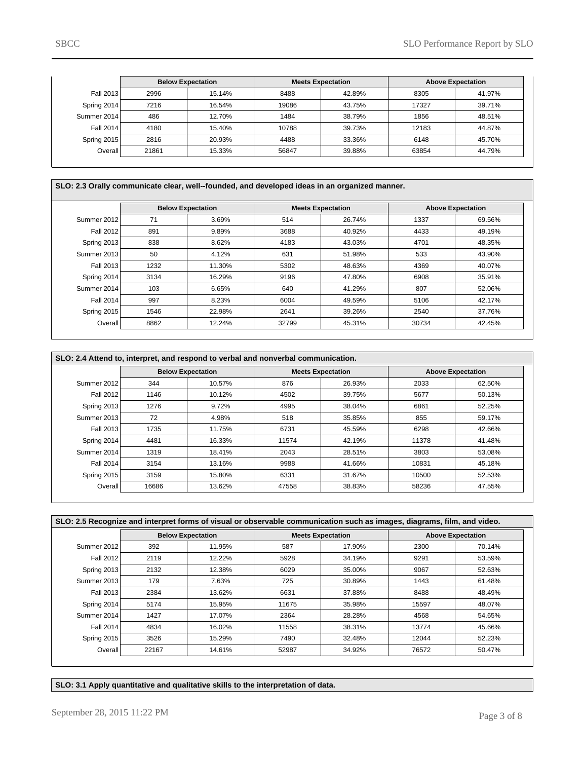| | Below Expectation | | Meets Expectation | | Above Expectation | |
|---|---|---|---|---|---|---|
| Fall 2013 | 2996 | 15.14% | 8488 | 42.89% | 8305 | 41.97% |
| Spring 2014 | 7216 | 16.54% | 19086 | 43.75% | 17327 | 39.71% |
| Summer 2014 | 486 | 12.70% | 1484 | 38.79% | 1856 | 48.51% |
| Fall 2014 | 4180 | 15.40% | 10788 | 39.73% | 12183 | 44.87% |
| Spring 2015 | 2816 | 20.93% | 4488 | 33.36% | 6148 | 45.70% |
| Overall | 21861 | 15.33% | 56847 | 39.88% | 63854 | 44.79% |

**SLO: 2.3 Orally communicate clear, well--founded, and developed ideas in an organized manner.**

| | Below Expectation | | Meets Expectation | | Above Expectation | |
|---|---|---|---|---|---|---|
| Summer 2012 | 71 | 3.69% | 514 | 26.74% | 1337 | 69.56% |
| Fall 2012 | 891 | 9.89% | 3688 | 40.92% | 4433 | 49.19% |
| Spring 2013 | 838 | 8.62% | 4183 | 43.03% | 4701 | 48.35% |
| Summer 2013 | 50 | 4.12% | 631 | 51.98% | 533 | 43.90% |
| Fall 2013 | 1232 | 11.30% | 5302 | 48.63% | 4369 | 40.07% |
| Spring 2014 | 3134 | 16.29% | 9196 | 47.80% | 6908 | 35.91% |
| Summer 2014 | 103 | 6.65% | 640 | 41.29% | 807 | 52.06% |
| Fall 2014 | 997 | 8.23% | 6004 | 49.59% | 5106 | 42.17% |
| Spring 2015 | 1546 | 22.98% | 2641 | 39.26% | 2540 | 37.76% |
| Overall | 8862 | 12.24% | 32799 | 45.31% | 30734 | 42.45% |

**SLO: 2.4 Attend to, interpret, and respond to verbal and nonverbal communication.**

| | Below Expectation | | Meets Expectation | | Above Expectation | |
|---|---|---|---|---|---|---|
| Summer 2012 | 344 | 10.57% | 876 | 26.93% | 2033 | 62.50% |
| Fall 2012 | 1146 | 10.12% | 4502 | 39.75% | 5677 | 50.13% |
| Spring 2013 | 1276 | 9.72% | 4995 | 38.04% | 6861 | 52.25% |
| Summer 2013 | 72 | 4.98% | 518 | 35.85% | 855 | 59.17% |
| Fall 2013 | 1735 | 11.75% | 6731 | 45.59% | 6298 | 42.66% |
| Spring 2014 | 4481 | 16.33% | 11574 | 42.19% | 11378 | 41.48% |
| Summer 2014 | 1319 | 18.41% | 2043 | 28.51% | 3803 | 53.08% |
| Fall 2014 | 3154 | 13.16% | 9988 | 41.66% | 10831 | 45.18% |
| Spring 2015 | 3159 | 15.80% | 6331 | 31.67% | 10500 | 52.53% |
| Overall | 16686 | 13.62% | 47558 | 38.83% | 58236 | 47.55% |

**SLO: 2.5 Recognize and interpret forms of visual or observable communication such as images, diagrams, film, and video.**

| | Below Expectation | | Meets Expectation | | Above Expectation | |
|---|---|---|---|---|---|---|
| Summer 2012 | 392 | 11.95% | 587 | 17.90% | 2300 | 70.14% |
| Fall 2012 | 2119 | 12.22% | 5928 | 34.19% | 9291 | 53.59% |
| Spring 2013 | 2132 | 12.38% | 6029 | 35.00% | 9067 | 52.63% |
| Summer 2013 | 179 | 7.63% | 725 | 30.89% | 1443 | 61.48% |
| Fall 2013 | 2384 | 13.62% | 6631 | 37.88% | 8488 | 48.49% |
| Spring 2014 | 5174 | 15.95% | 11675 | 35.98% | 15597 | 48.07% |
| Summer 2014 | 1427 | 17.07% | 2364 | 28.28% | 4568 | 54.65% |
| Fall 2014 | 4834 | 16.02% | 11558 | 38.31% | 13774 | 45.66% |
| Spring 2015 | 3526 | 15.29% | 7490 | 32.48% | 12044 | 52.23% |
| Overall | 22167 | 14.61% | 52987 | 34.92% | 76572 | 50.47% |

**SLO: 3.1 Apply quantitative and qualitative skills to the interpretation of data.**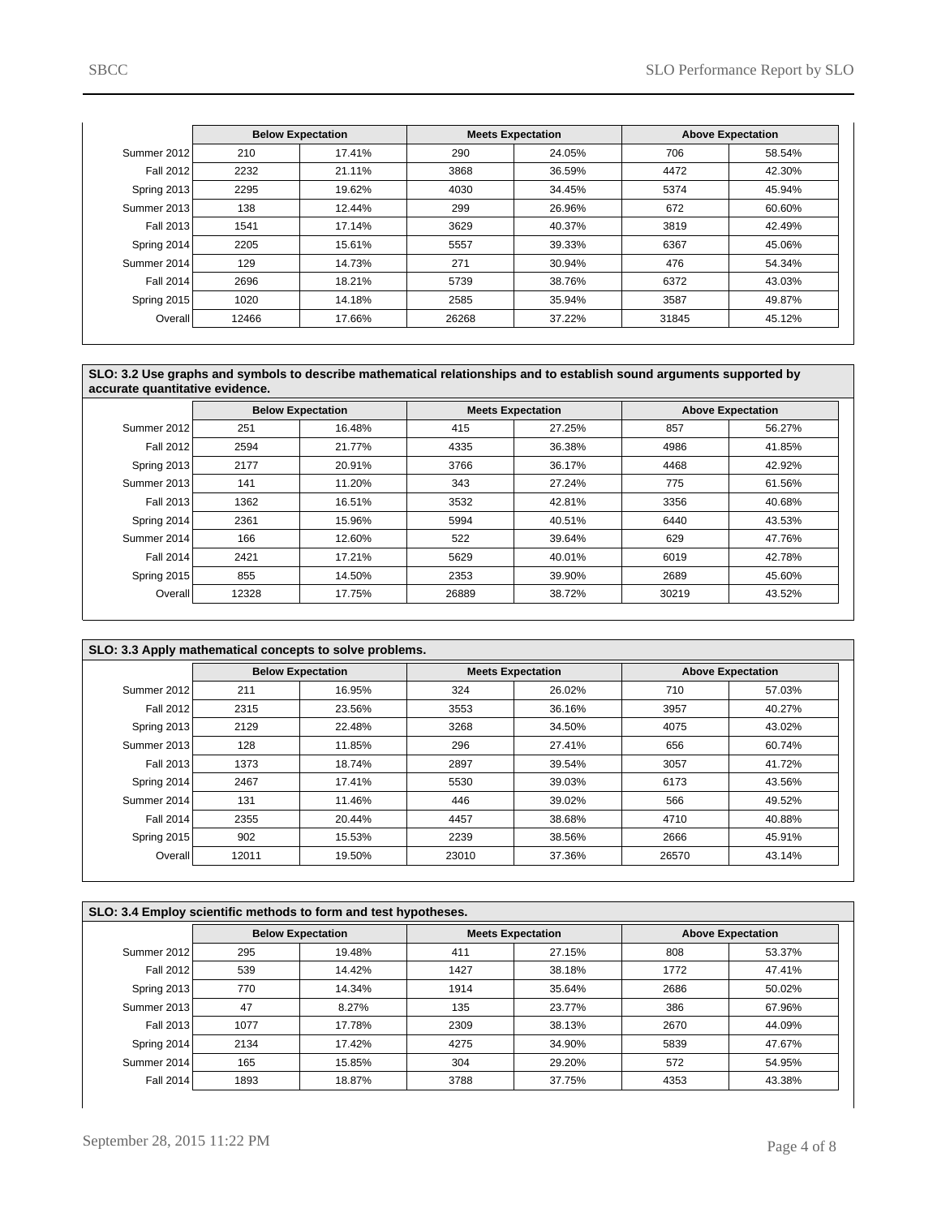| | Below Expectation | | Meets Expectation | | Above Expectation | |
|---|---|---|---|---|---|---|
| Summer 2012 | 210 | 17.41% | 290 | 24.05% | 706 | 58.54% |
| Fall 2012 | 2232 | 21.11% | 3868 | 36.59% | 4472 | 42.30% |
| Spring 2013 | 2295 | 19.62% | 4030 | 34.45% | 5374 | 45.94% |
| Summer 2013 | 138 | 12.44% | 299 | 26.96% | 672 | 60.60% |
| Fall 2013 | 1541 | 17.14% | 3629 | 40.37% | 3819 | 42.49% |
| Spring 2014 | 2205 | 15.61% | 5557 | 39.33% | 6367 | 45.06% |
| Summer 2014 | 129 | 14.73% | 271 | 30.94% | 476 | 54.34% |
| Fall 2014 | 2696 | 18.21% | 5739 | 38.76% | 6372 | 43.03% |
| Spring 2015 | 1020 | 14.18% | 2585 | 35.94% | 3587 | 49.87% |
| Overall | 12466 | 17.66% | 26268 | 37.22% | 31845 | 45.12% |

**SLO: 3.2 Use graphs and symbols to describe mathematical relationships and to establish sound arguments supported by accurate quantitative evidence.**

| | Below Expectation | | Meets Expectation | | Above Expectation | |
|---|---|---|---|---|---|---|
| Summer 2012 | 251 | 16.48% | 415 | 27.25% | 857 | 56.27% |
| Fall 2012 | 2594 | 21.77% | 4335 | 36.38% | 4986 | 41.85% |
| Spring 2013 | 2177 | 20.91% | 3766 | 36.17% | 4468 | 42.92% |
| Summer 2013 | 141 | 11.20% | 343 | 27.24% | 775 | 61.56% |
| Fall 2013 | 1362 | 16.51% | 3532 | 42.81% | 3356 | 40.68% |
| Spring 2014 | 2361 | 15.96% | 5994 | 40.51% | 6440 | 43.53% |
| Summer 2014 | 166 | 12.60% | 522 | 39.64% | 629 | 47.76% |
| Fall 2014 | 2421 | 17.21% | 5629 | 40.01% | 6019 | 42.78% |
| Spring 2015 | 855 | 14.50% | 2353 | 39.90% | 2689 | 45.60% |
| Overall | 12328 | 17.75% | 26889 | 38.72% | 30219 | 43.52% |

**SLO: 3.3 Apply mathematical concepts to solve problems.**

| | Below Expectation | | Meets Expectation | | Above Expectation | |
|---|---|---|---|---|---|---|
| Summer 2012 | 211 | 16.95% | 324 | 26.02% | 710 | 57.03% |
| Fall 2012 | 2315 | 23.56% | 3553 | 36.16% | 3957 | 40.27% |
| Spring 2013 | 2129 | 22.48% | 3268 | 34.50% | 4075 | 43.02% |
| Summer 2013 | 128 | 11.85% | 296 | 27.41% | 656 | 60.74% |
| Fall 2013 | 1373 | 18.74% | 2897 | 39.54% | 3057 | 41.72% |
| Spring 2014 | 2467 | 17.41% | 5530 | 39.03% | 6173 | 43.56% |
| Summer 2014 | 131 | 11.46% | 446 | 39.02% | 566 | 49.52% |
| Fall 2014 | 2355 | 20.44% | 4457 | 38.68% | 4710 | 40.88% |
| Spring 2015 | 902 | 15.53% | 2239 | 38.56% | 2666 | 45.91% |
| Overall | 12011 | 19.50% | 23010 | 37.36% | 26570 | 43.14% |

**SLO: 3.4 Employ scientific methods to form and test hypotheses.**

| | Below Expectation | | Meets Expectation | | Above Expectation | |
|---|---|---|---|---|---|---|
| Summer 2012 | 295 | 19.48% | 411 | 27.15% | 808 | 53.37% |
| Fall 2012 | 539 | 14.42% | 1427 | 38.18% | 1772 | 47.41% |
| Spring 2013 | 770 | 14.34% | 1914 | 35.64% | 2686 | 50.02% |
| Summer 2013 | 47 | 8.27% | 135 | 23.77% | 386 | 67.96% |
| Fall 2013 | 1077 | 17.78% | 2309 | 38.13% | 2670 | 44.09% |
| Spring 2014 | 2134 | 17.42% | 4275 | 34.90% | 5839 | 47.67% |
| Summer 2014 | 165 | 15.85% | 304 | 29.20% | 572 | 54.95% |
| Fall 2014 | 1893 | 18.87% | 3788 | 37.75% | 4353 | 43.38% |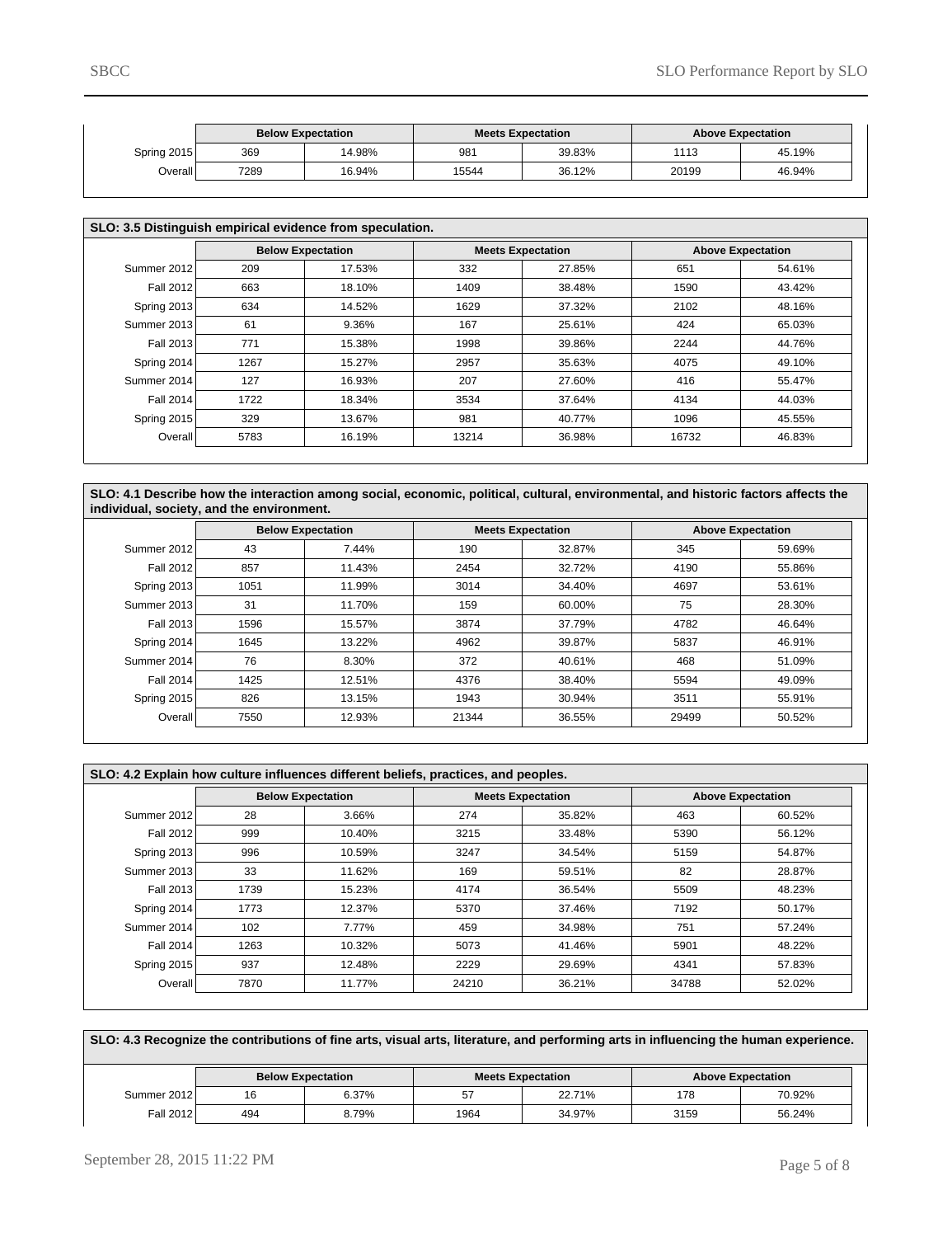| | Below Expectation | | Meets Expectation | | Above Expectation | |
|---|---|---|---|---|---|---|
| Spring 2015 | 369 | 14.98% | 981 | 39.83% | 1113 | 45.19% |
| Overall | 7289 | 16.94% | 15544 | 36.12% | 20199 | 46.94% |

**SLO: 3.5 Distinguish empirical evidence from speculation.**

| | Below Expectation | | Meets Expectation | | Above Expectation | |
|---|---|---|---|---|---|---|
| Summer 2012 | 209 | 17.53% | 332 | 27.85% | 651 | 54.61% |
| Fall 2012 | 663 | 18.10% | 1409 | 38.48% | 1590 | 43.42% |
| Spring 2013 | 634 | 14.52% | 1629 | 37.32% | 2102 | 48.16% |
| Summer 2013 | 61 | 9.36% | 167 | 25.61% | 424 | 65.03% |
| Fall 2013 | 771 | 15.38% | 1998 | 39.86% | 2244 | 44.76% |
| Spring 2014 | 1267 | 15.27% | 2957 | 35.63% | 4075 | 49.10% |
| Summer 2014 | 127 | 16.93% | 207 | 27.60% | 416 | 55.47% |
| Fall 2014 | 1722 | 18.34% | 3534 | 37.64% | 4134 | 44.03% |
| Spring 2015 | 329 | 13.67% | 981 | 40.77% | 1096 | 45.55% |
| Overall | 5783 | 16.19% | 13214 | 36.98% | 16732 | 46.83% |

**SLO: 4.1 Describe how the interaction among social, economic, political, cultural, environmental, and historic factors affects the individual, society, and the environment.**

| | Below Expectation | | Meets Expectation | | Above Expectation | |
|---|---|---|---|---|---|---|
| Summer 2012 | 43 | 7.44% | 190 | 32.87% | 345 | 59.69% |
| Fall 2012 | 857 | 11.43% | 2454 | 32.72% | 4190 | 55.86% |
| Spring 2013 | 1051 | 11.99% | 3014 | 34.40% | 4697 | 53.61% |
| Summer 2013 | 31 | 11.70% | 159 | 60.00% | 75 | 28.30% |
| Fall 2013 | 1596 | 15.57% | 3874 | 37.79% | 4782 | 46.64% |
| Spring 2014 | 1645 | 13.22% | 4962 | 39.87% | 5837 | 46.91% |
| Summer 2014 | 76 | 8.30% | 372 | 40.61% | 468 | 51.09% |
| Fall 2014 | 1425 | 12.51% | 4376 | 38.40% | 5594 | 49.09% |
| Spring 2015 | 826 | 13.15% | 1943 | 30.94% | 3511 | 55.91% |
| Overall | 7550 | 12.93% | 21344 | 36.55% | 29499 | 50.52% |

**SLO: 4.2 Explain how culture influences different beliefs, practices, and peoples.**

| | Below Expectation | | Meets Expectation | | Above Expectation | |
|---|---|---|---|---|---|---|
| Summer 2012 | 28 | 3.66% | 274 | 35.82% | 463 | 60.52% |
| Fall 2012 | 999 | 10.40% | 3215 | 33.48% | 5390 | 56.12% |
| Spring 2013 | 996 | 10.59% | 3247 | 34.54% | 5159 | 54.87% |
| Summer 2013 | 33 | 11.62% | 169 | 59.51% | 82 | 28.87% |
| Fall 2013 | 1739 | 15.23% | 4174 | 36.54% | 5509 | 48.23% |
| Spring 2014 | 1773 | 12.37% | 5370 | 37.46% | 7192 | 50.17% |
| Summer 2014 | 102 | 7.77% | 459 | 34.98% | 751 | 57.24% |
| Fall 2014 | 1263 | 10.32% | 5073 | 41.46% | 5901 | 48.22% |
| Spring 2015 | 937 | 12.48% | 2229 | 29.69% | 4341 | 57.83% |
| Overall | 7870 | 11.77% | 24210 | 36.21% | 34788 | 52.02% |

**SLO: 4.3 Recognize the contributions of fine arts, visual arts, literature, and performing arts in influencing the human experience.**

| | Below Expectation | | Meets Expectation | | Above Expectation | |
|---|---|---|---|---|---|---|
| Summer 2012 | 16 | 6.37% | 57 | 22.71% | 178 | 70.92% |
| Fall 2012 | 494 | 8.79% | 1964 | 34.97% | 3159 | 56.24% |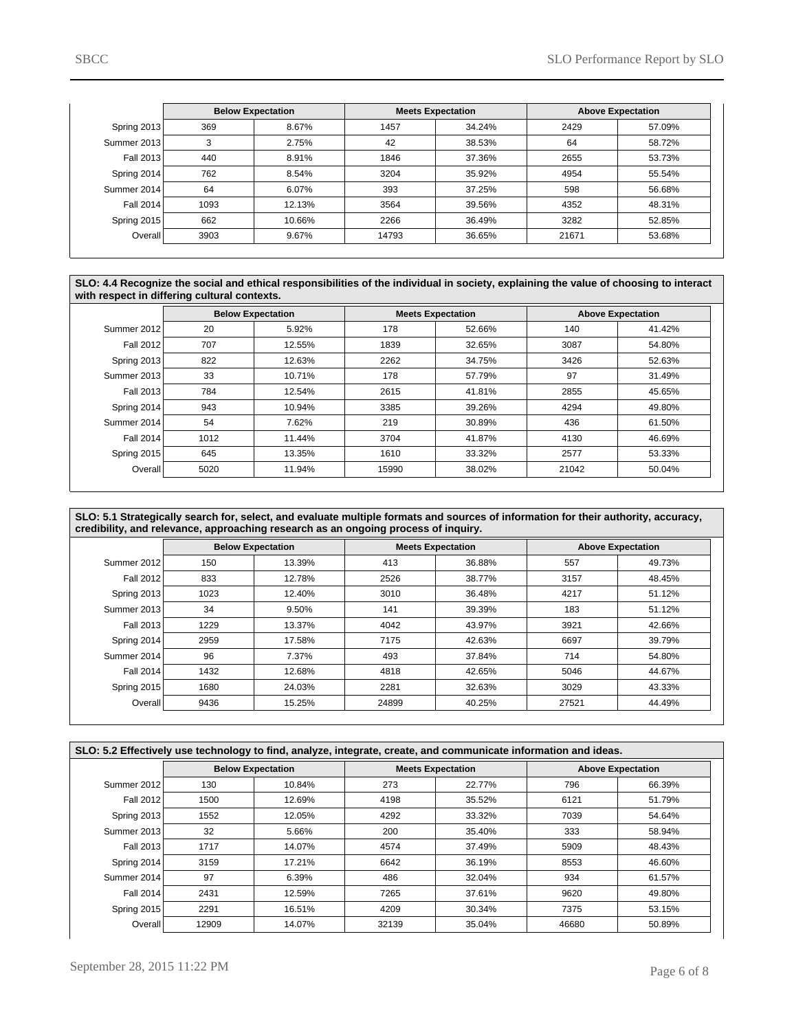| | Below Expectation | | Meets Expectation | | Above Expectation | |
|---|---|---|---|---|---|---|
| Spring 2013 | 369 | 8.67% | 1457 | 34.24% | 2429 | 57.09% |
| Summer 2013 | 3 | 2.75% | 42 | 38.53% | 64 | 58.72% |
| Fall 2013 | 440 | 8.91% | 1846 | 37.36% | 2655 | 53.73% |
| Spring 2014 | 762 | 8.54% | 3204 | 35.92% | 4954 | 55.54% |
| Summer 2014 | 64 | 6.07% | 393 | 37.25% | 598 | 56.68% |
| Fall 2014 | 1093 | 12.13% | 3564 | 39.56% | 4352 | 48.31% |
| Spring 2015 | 662 | 10.66% | 2266 | 36.49% | 3282 | 52.85% |
| Overall | 3903 | 9.67% | 14793 | 36.65% | 21671 | 53.68% |

**SLO: 4.4 Recognize the social and ethical responsibilities of the individual in society, explaining the value of choosing to interact with respect in differing cultural contexts.**

| | Below Expectation | | Meets Expectation | | Above Expectation | |
|---|---|---|---|---|---|---|
| Summer 2012 | 20 | 5.92% | 178 | 52.66% | 140 | 41.42% |
| Fall 2012 | 707 | 12.55% | 1839 | 32.65% | 3087 | 54.80% |
| Spring 2013 | 822 | 12.63% | 2262 | 34.75% | 3426 | 52.63% |
| Summer 2013 | 33 | 10.71% | 178 | 57.79% | 97 | 31.49% |
| Fall 2013 | 784 | 12.54% | 2615 | 41.81% | 2855 | 45.65% |
| Spring 2014 | 943 | 10.94% | 3385 | 39.26% | 4294 | 49.80% |
| Summer 2014 | 54 | 7.62% | 219 | 30.89% | 436 | 61.50% |
| Fall 2014 | 1012 | 11.44% | 3704 | 41.87% | 4130 | 46.69% |
| Spring 2015 | 645 | 13.35% | 1610 | 33.32% | 2577 | 53.33% |
| Overall | 5020 | 11.94% | 15990 | 38.02% | 21042 | 50.04% |

**SLO: 5.1 Strategically search for, select, and evaluate multiple formats and sources of information for their authority, accuracy, credibility, and relevance, approaching research as an ongoing process of inquiry.**

| | Below Expectation | | Meets Expectation | | Above Expectation | |
|---|---|---|---|---|---|---|
| Summer 2012 | 150 | 13.39% | 413 | 36.88% | 557 | 49.73% |
| Fall 2012 | 833 | 12.78% | 2526 | 38.77% | 3157 | 48.45% |
| Spring 2013 | 1023 | 12.40% | 3010 | 36.48% | 4217 | 51.12% |
| Summer 2013 | 34 | 9.50% | 141 | 39.39% | 183 | 51.12% |
| Fall 2013 | 1229 | 13.37% | 4042 | 43.97% | 3921 | 42.66% |
| Spring 2014 | 2959 | 17.58% | 7175 | 42.63% | 6697 | 39.79% |
| Summer 2014 | 96 | 7.37% | 493 | 37.84% | 714 | 54.80% |
| Fall 2014 | 1432 | 12.68% | 4818 | 42.65% | 5046 | 44.67% |
| Spring 2015 | 1680 | 24.03% | 2281 | 32.63% | 3029 | 43.33% |
| Overall | 9436 | 15.25% | 24899 | 40.25% | 27521 | 44.49% |

**SLO: 5.2 Effectively use technology to find, analyze, integrate, create, and communicate information and ideas.**

| | Below Expectation | | Meets Expectation | | Above Expectation | |
|---|---|---|---|---|---|---|
| Summer 2012 | 130 | 10.84% | 273 | 22.77% | 796 | 66.39% |
| Fall 2012 | 1500 | 12.69% | 4198 | 35.52% | 6121 | 51.79% |
| Spring 2013 | 1552 | 12.05% | 4292 | 33.32% | 7039 | 54.64% |
| Summer 2013 | 32 | 5.66% | 200 | 35.40% | 333 | 58.94% |
| Fall 2013 | 1717 | 14.07% | 4574 | 37.49% | 5909 | 48.43% |
| Spring 2014 | 3159 | 17.21% | 6642 | 36.19% | 8553 | 46.60% |
| Summer 2014 | 97 | 6.39% | 486 | 32.04% | 934 | 61.57% |
| Fall 2014 | 2431 | 12.59% | 7265 | 37.61% | 9620 | 49.80% |
| Spring 2015 | 2291 | 16.51% | 4209 | 30.34% | 7375 | 53.15% |
| Overall | 12909 | 14.07% | 32139 | 35.04% | 46680 | 50.89% |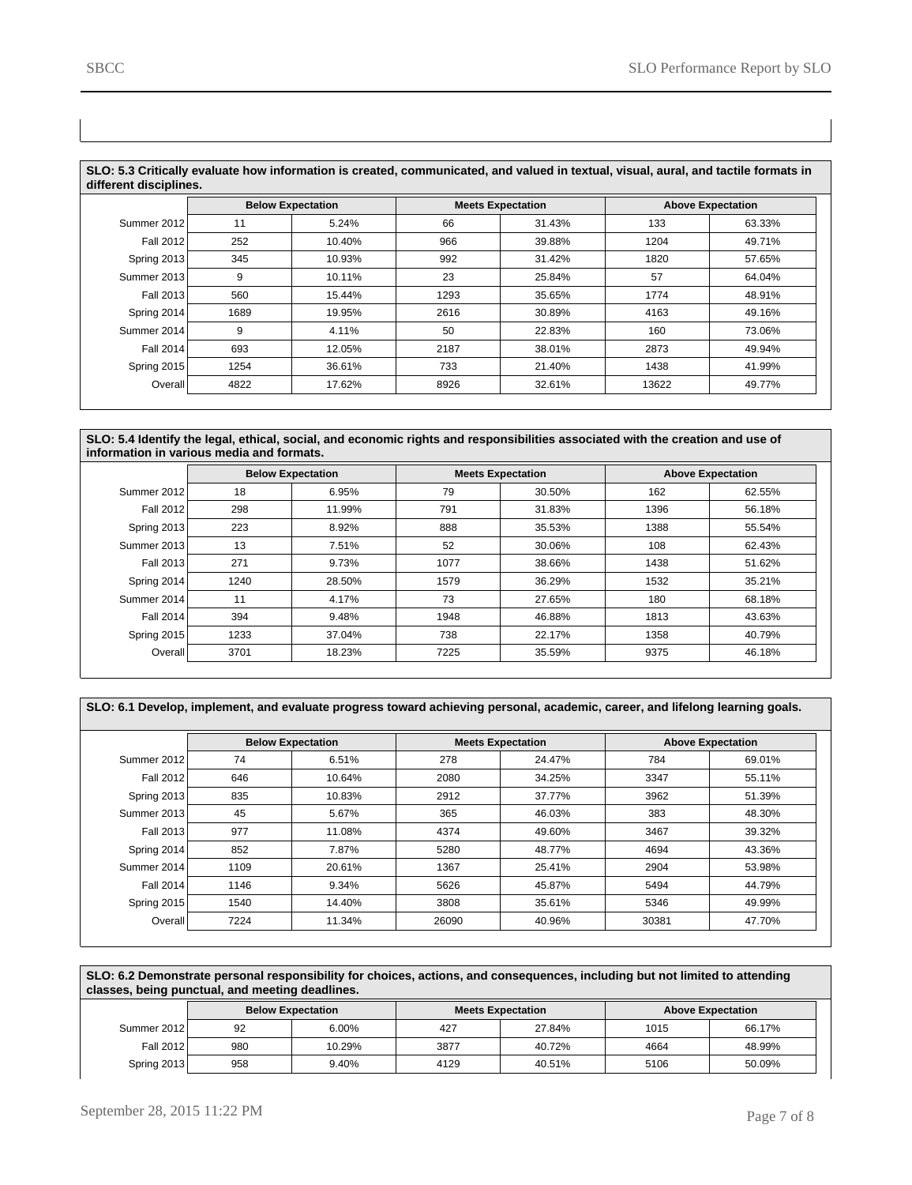**SLO: 5.3 Critically evaluate how information is created, communicated, and valued in textual, visual, aural, and tactile formats in different disciplines.**

| | Below Expectation | | Meets Expectation | | Above Expectation | |
|---|---|---|---|---|---|---|
| Summer 2012 | 11 | 5.24% | 66 | 31.43% | 133 | 63.33% |
| Fall 2012 | 252 | 10.40% | 966 | 39.88% | 1204 | 49.71% |
| Spring 2013 | 345 | 10.93% | 992 | 31.42% | 1820 | 57.65% |
| Summer 2013 | 9 | 10.11% | 23 | 25.84% | 57 | 64.04% |
| Fall 2013 | 560 | 15.44% | 1293 | 35.65% | 1774 | 48.91% |
| Spring 2014 | 1689 | 19.95% | 2616 | 30.89% | 4163 | 49.16% |
| Summer 2014 | 9 | 4.11% | 50 | 22.83% | 160 | 73.06% |
| Fall 2014 | 693 | 12.05% | 2187 | 38.01% | 2873 | 49.94% |
| Spring 2015 | 1254 | 36.61% | 733 | 21.40% | 1438 | 41.99% |
| Overall | 4822 | 17.62% | 8926 | 32.61% | 13622 | 49.77% |

**SLO: 5.4 Identify the legal, ethical, social, and economic rights and responsibilities associated with the creation and use of information in various media and formats.**

| | Below Expectation | | Meets Expectation | | Above Expectation | |
|---|---|---|---|---|---|---|
| Summer 2012 | 18 | 6.95% | 79 | 30.50% | 162 | 62.55% |
| Fall 2012 | 298 | 11.99% | 791 | 31.83% | 1396 | 56.18% |
| Spring 2013 | 223 | 8.92% | 888 | 35.53% | 1388 | 55.54% |
| Summer 2013 | 13 | 7.51% | 52 | 30.06% | 108 | 62.43% |
| Fall 2013 | 271 | 9.73% | 1077 | 38.66% | 1438 | 51.62% |
| Spring 2014 | 1240 | 28.50% | 1579 | 36.29% | 1532 | 35.21% |
| Summer 2014 | 11 | 4.17% | 73 | 27.65% | 180 | 68.18% |
| Fall 2014 | 394 | 9.48% | 1948 | 46.88% | 1813 | 43.63% |
| Spring 2015 | 1233 | 37.04% | 738 | 22.17% | 1358 | 40.79% |
| Overall | 3701 | 18.23% | 7225 | 35.59% | 9375 | 46.18% |

**SLO: 6.1 Develop, implement, and evaluate progress toward achieving personal, academic, career, and lifelong learning goals.**

| | Below Expectation | | Meets Expectation | | Above Expectation | |
|---|---|---|---|---|---|---|
| Summer 2012 | 74 | 6.51% | 278 | 24.47% | 784 | 69.01% |
| Fall 2012 | 646 | 10.64% | 2080 | 34.25% | 3347 | 55.11% |
| Spring 2013 | 835 | 10.83% | 2912 | 37.77% | 3962 | 51.39% |
| Summer 2013 | 45 | 5.67% | 365 | 46.03% | 383 | 48.30% |
| Fall 2013 | 977 | 11.08% | 4374 | 49.60% | 3467 | 39.32% |
| Spring 2014 | 852 | 7.87% | 5280 | 48.77% | 4694 | 43.36% |
| Summer 2014 | 1109 | 20.61% | 1367 | 25.41% | 2904 | 53.98% |
| Fall 2014 | 1146 | 9.34% | 5626 | 45.87% | 5494 | 44.79% |
| Spring 2015 | 1540 | 14.40% | 3808 | 35.61% | 5346 | 49.99% |
| Overall | 7224 | 11.34% | 26090 | 40.96% | 30381 | 47.70% |

**SLO: 6.2 Demonstrate personal responsibility for choices, actions, and consequences, including but not limited to attending classes, being punctual, and meeting deadlines.**

| | Below Expectation | | Meets Expectation | | Above Expectation | |
|---|---|---|---|---|---|---|
| Summer 2012 | 92 | 6.00% | 427 | 27.84% | 1015 | 66.17% |
| Fall 2012 | 980 | 10.29% | 3877 | 40.72% | 4664 | 48.99% |
| Spring 2013 | 958 | 9.40% | 4129 | 40.51% | 5106 | 50.09% |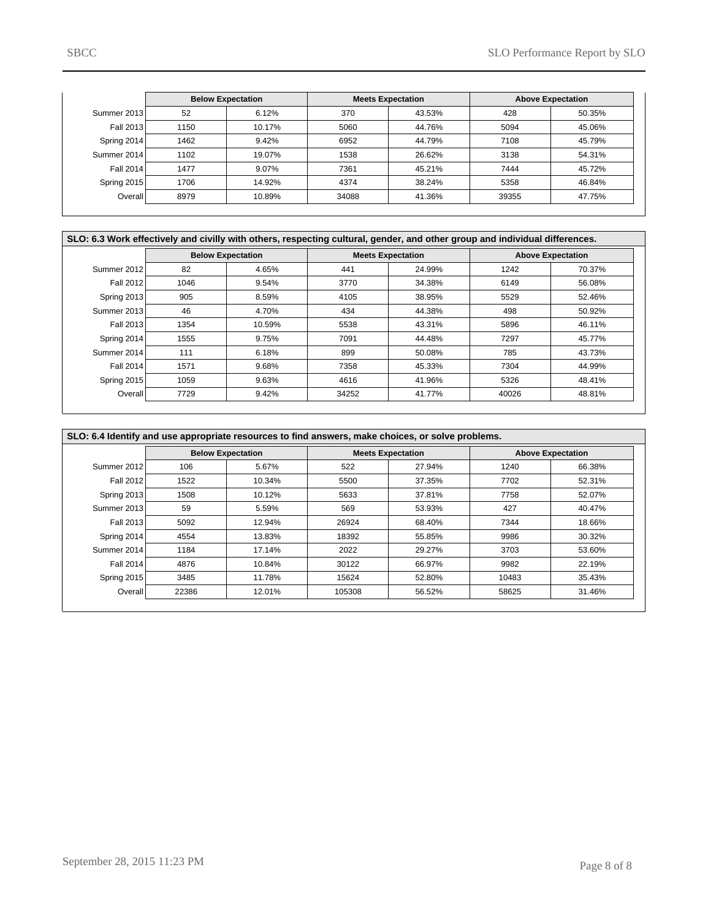| | Below Expectation | | Meets Expectation | | Above Expectation | |
|---|---|---|---|---|---|---|
| Summer 2013 | 52 | 6.12% | 370 | 43.53% | 428 | 50.35% |
| Fall 2013 | 1150 | 10.17% | 5060 | 44.76% | 5094 | 45.06% |
| Spring 2014 | 1462 | 9.42% | 6952 | 44.79% | 7108 | 45.79% |
| Summer 2014 | 1102 | 19.07% | 1538 | 26.62% | 3138 | 54.31% |
| Fall 2014 | 1477 | 9.07% | 7361 | 45.21% | 7444 | 45.72% |
| Spring 2015 | 1706 | 14.92% | 4374 | 38.24% | 5358 | 46.84% |
| Overall | 8979 | 10.89% | 34088 | 41.36% | 39355 | 47.75% |

**SLO: 6.3 Work effectively and civilly with others, respecting cultural, gender, and other group and individual differences.**

| | Below Expectation | | Meets Expectation | | Above Expectation | |
|---|---|---|---|---|---|---|
| Summer 2012 | 82 | 4.65% | 441 | 24.99% | 1242 | 70.37% |
| Fall 2012 | 1046 | 9.54% | 3770 | 34.38% | 6149 | 56.08% |
| Spring 2013 | 905 | 8.59% | 4105 | 38.95% | 5529 | 52.46% |
| Summer 2013 | 46 | 4.70% | 434 | 44.38% | 498 | 50.92% |
| Fall 2013 | 1354 | 10.59% | 5538 | 43.31% | 5896 | 46.11% |
| Spring 2014 | 1555 | 9.75% | 7091 | 44.48% | 7297 | 45.77% |
| Summer 2014 | 111 | 6.18% | 899 | 50.08% | 785 | 43.73% |
| Fall 2014 | 1571 | 9.68% | 7358 | 45.33% | 7304 | 44.99% |
| Spring 2015 | 1059 | 9.63% | 4616 | 41.96% | 5326 | 48.41% |
| Overall | 7729 | 9.42% | 34252 | 41.77% | 40026 | 48.81% |

**SLO: 6.4 Identify and use appropriate resources to find answers, make choices, or solve problems.**

| | Below Expectation | | Meets Expectation | | Above Expectation | |
|---|---|---|---|---|---|---|
| Summer 2012 | 106 | 5.67% | 522 | 27.94% | 1240 | 66.38% |
| Fall 2012 | 1522 | 10.34% | 5500 | 37.35% | 7702 | 52.31% |
| Spring 2013 | 1508 | 10.12% | 5633 | 37.81% | 7758 | 52.07% |
| Summer 2013 | 59 | 5.59% | 569 | 53.93% | 427 | 40.47% |
| Fall 2013 | 5092 | 12.94% | 26924 | 68.40% | 7344 | 18.66% |
| Spring 2014 | 4554 | 13.83% | 18392 | 55.85% | 9986 | 30.32% |
| Summer 2014 | 1184 | 17.14% | 2022 | 29.27% | 3703 | 53.60% |
| Fall 2014 | 4876 | 10.84% | 30122 | 66.97% | 9982 | 22.19% |
| Spring 2015 | 3485 | 11.78% | 15624 | 52.80% | 10483 | 35.43% |
| Overall | 22386 | 12.01% | 105308 | 56.52% | 58625 | 31.46% |

September 28, 2015 11:23 PM